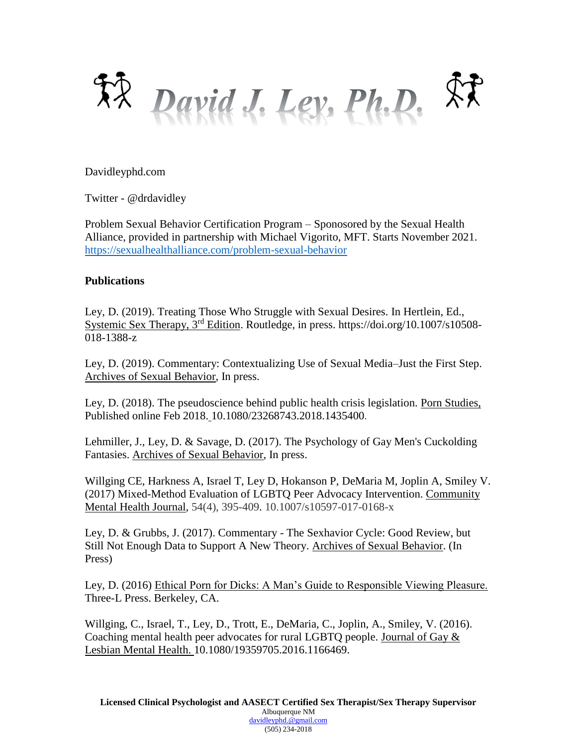# David J. Ley, Ph.D.

Davidleyphd.com

Twitter - @drdavidley

Problem Sexual Behavior Certification Program – Sponosored by the Sexual Health Alliance, provided in partnership with Michael Vigorito, MFT. Starts November 2021. https://sexualhealthalliance.com/problem-sexual-behavior

**Publications**

Ley, D. (2019). Treating Those Who Struggle with Sexual Desires. In Hertlein, Ed., Systemic Sex Therapy, 3rd Edition. Routledge, in press. https://doi.org/10.1007/s10508-018-1388-z

Ley, D. (2019). Commentary: Contextualizing Use of Sexual Media–Just the First Step. Archives of Sexual Behavior, In press.

Ley, D. (2018). The pseudoscience behind public health crisis legislation. Porn Studies, Published online Feb 2018. 10.1080/23268743.2018.1435400.

Lehmiller, J., Ley, D. & Savage, D. (2017). The Psychology of Gay Men's Cuckolding Fantasies. Archives of Sexual Behavior, In press.

Willging CE, Harkness A, Israel T, Ley D, Hokanson P, DeMaria M, Joplin A, Smiley V. (2017) Mixed-Method Evaluation of LGBTQ Peer Advocacy Intervention. Community Mental Health Journal, 54(4), 395-409. 10.1007/s10597-017-0168-x

Ley, D. & Grubbs, J. (2017). Commentary - The Sexhavior Cycle: Good Review, but Still Not Enough Data to Support A New Theory. Archives of Sexual Behavior. (In Press)

Ley, D. (2016) Ethical Porn for Dicks: A Man's Guide to Responsible Viewing Pleasure. Three-L Press. Berkeley, CA.

Willging, C., Israel, T., Ley, D., Trott, E., DeMaria, C., Joplin, A., Smiley, V. (2016). Coaching mental health peer advocates for rural LGBTQ people. Journal of Gay & Lesbian Mental Health. 10.1080/19359705.2016.1166469.

**Licensed Clinical Psychologist and AASECT Certified Sex Therapist/Sex Therapy Supervisor**
Albuquerque NM
davidleyphd.@gmail.com
(505) 234-2018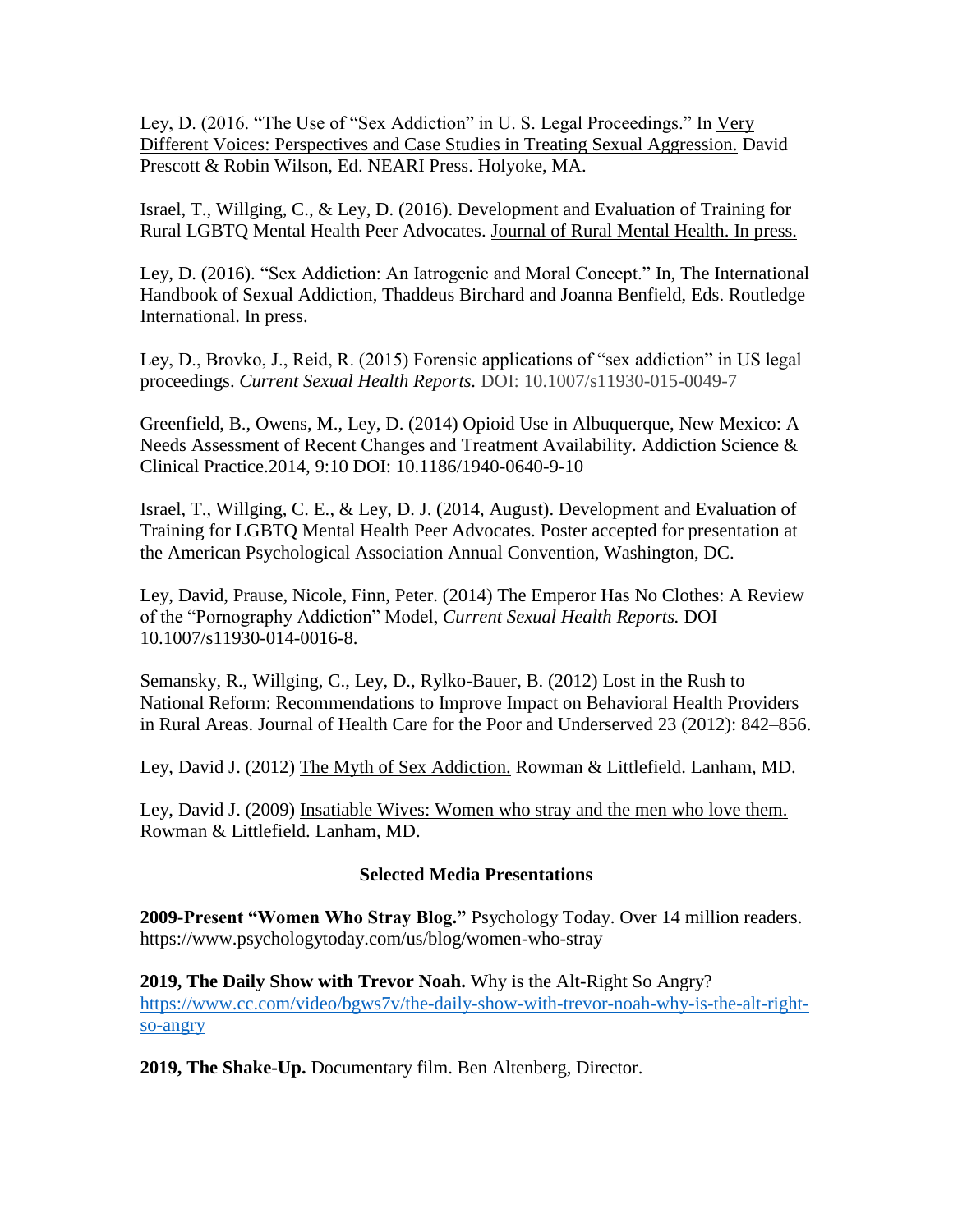Ley, D. (2016. "The Use of "Sex Addiction" in U. S. Legal Proceedings." In Very Different Voices: Perspectives and Case Studies in Treating Sexual Aggression. David Prescott & Robin Wilson, Ed. NEARI Press. Holyoke, MA.

Israel, T., Willging, C., & Ley, D. (2016). Development and Evaluation of Training for Rural LGBTQ Mental Health Peer Advocates. Journal of Rural Mental Health. In press.

Ley, D. (2016). "Sex Addiction: An Iatrogenic and Moral Concept." In, The International Handbook of Sexual Addiction, Thaddeus Birchard and Joanna Benfield, Eds. Routledge International. In press.

Ley, D., Brovko, J., Reid, R. (2015) Forensic applications of "sex addiction" in US legal proceedings. *Current Sexual Health Reports.* DOI: 10.1007/s11930-015-0049-7

Greenfield, B., Owens, M., Ley, D. (2014) Opioid Use in Albuquerque, New Mexico: A Needs Assessment of Recent Changes and Treatment Availability. Addiction Science & Clinical Practice.2014, 9:10 DOI: 10.1186/1940-0640-9-10

Israel, T., Willging, C. E., & Ley, D. J. (2014, August). Development and Evaluation of Training for LGBTQ Mental Health Peer Advocates. Poster accepted for presentation at the American Psychological Association Annual Convention, Washington, DC.

Ley, David, Prause, Nicole, Finn, Peter. (2014) The Emperor Has No Clothes: A Review of the "Pornography Addiction" Model, *Current Sexual Health Reports.* DOI 10.1007/s11930-014-0016-8.

Semansky, R., Willging, C., Ley, D., Rylko-Bauer, B. (2012) Lost in the Rush to National Reform: Recommendations to Improve Impact on Behavioral Health Providers in Rural Areas. Journal of Health Care for the Poor and Underserved 23 (2012): 842–856.

Ley, David J. (2012) The Myth of Sex Addiction. Rowman & Littlefield. Lanham, MD.

Ley, David J. (2009) Insatiable Wives: Women who stray and the men who love them. Rowman & Littlefield. Lanham, MD.

## Selected Media Presentations

**2009-Present "Women Who Stray Blog."** Psychology Today. Over 14 million readers. https://www.psychologytoday.com/us/blog/women-who-stray

**2019, The Daily Show with Trevor Noah.** Why is the Alt-Right So Angry? https://www.cc.com/video/bgws7v/the-daily-show-with-trevor-noah-why-is-the-alt-right-so-angry

**2019, The Shake-Up.** Documentary film. Ben Altenberg, Director.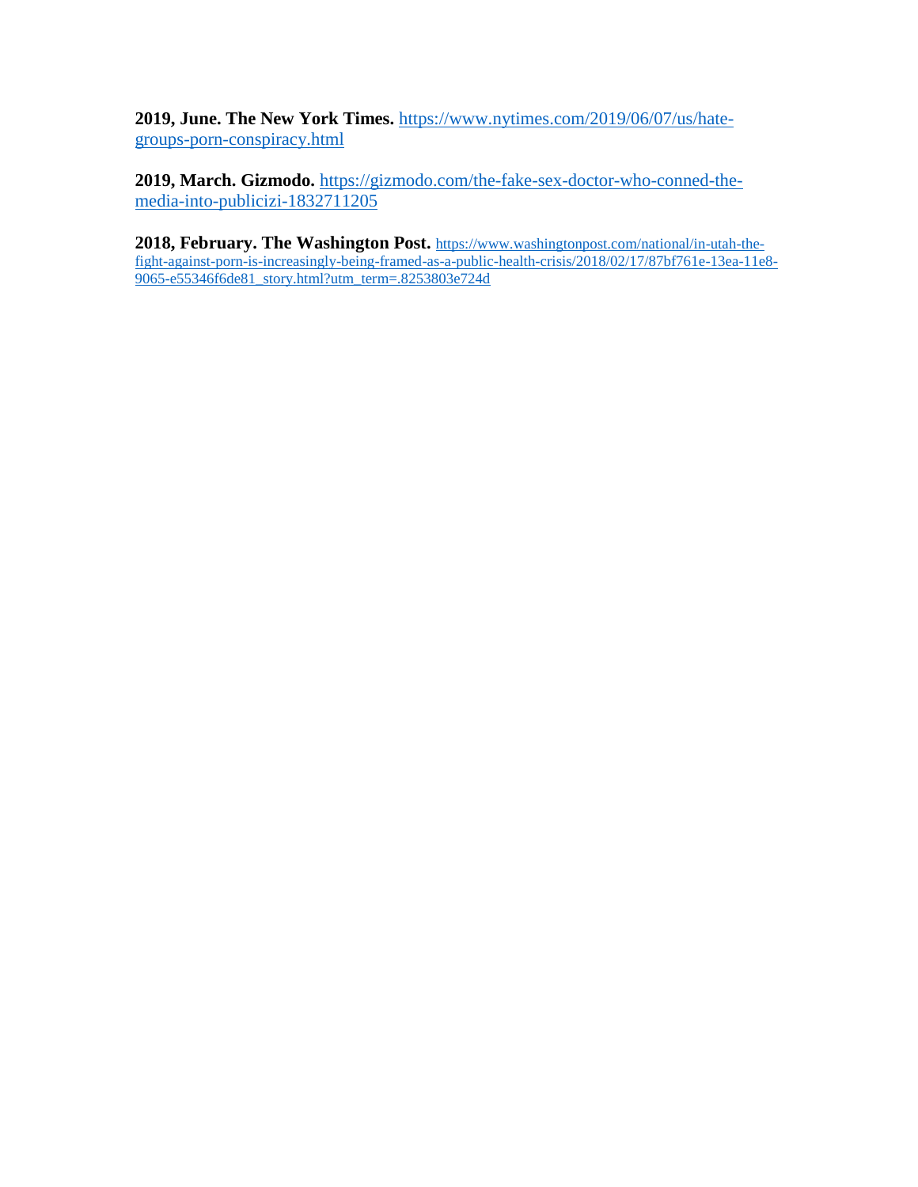**2019, June. The New York Times.** https://www.nytimes.com/2019/06/07/us/hate-groups-porn-conspiracy.html

**2019, March. Gizmodo.** https://gizmodo.com/the-fake-sex-doctor-who-conned-the-media-into-publicizi-1832711205

**2018, February. The Washington Post.** https://www.washingtonpost.com/national/in-utah-the-fight-against-porn-is-increasingly-being-framed-as-a-public-health-crisis/2018/02/17/87bf761e-13ea-11e8-9065-e55346f6de81_story.html?utm_term=.8253803e724d